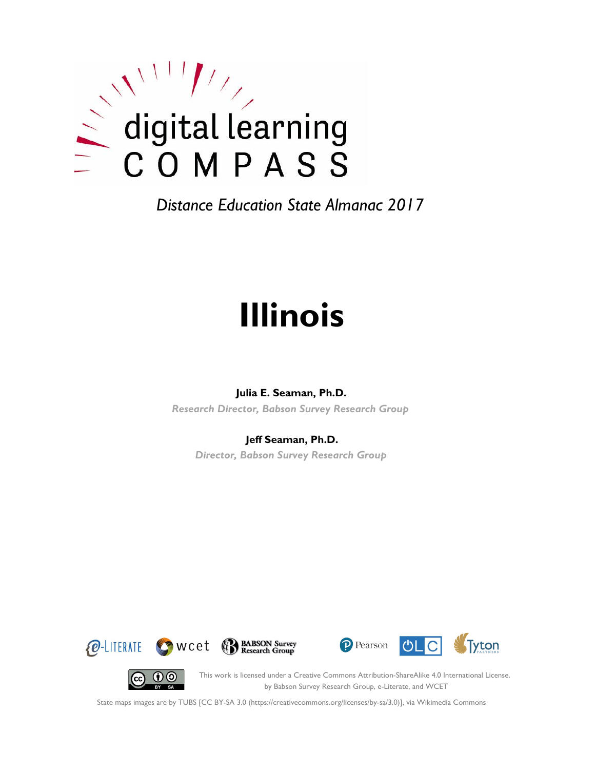digital learning COMPASS

*Distance Education State Almanac 2017*

# Illinois

**Julia E. Seaman, Ph.D.**

*Research Director, Babson Survey Research Group*

**Jeff Seaman, Ph.D.**

*Director, Babson Survey Research Group*

e-LITERATE wcet BABSON Survey Research Group Pearson OLC Tyton PARTNERS

This work is licensed under a Creative Commons Attribution-ShareAlike 4.0 International License. by Babson Survey Research Group, e-Literate, and WCET

State maps images are by TUBS [CC BY-SA 3.0 (https://creativecommons.org/licenses/by-sa/3.0)], via Wikimedia Commons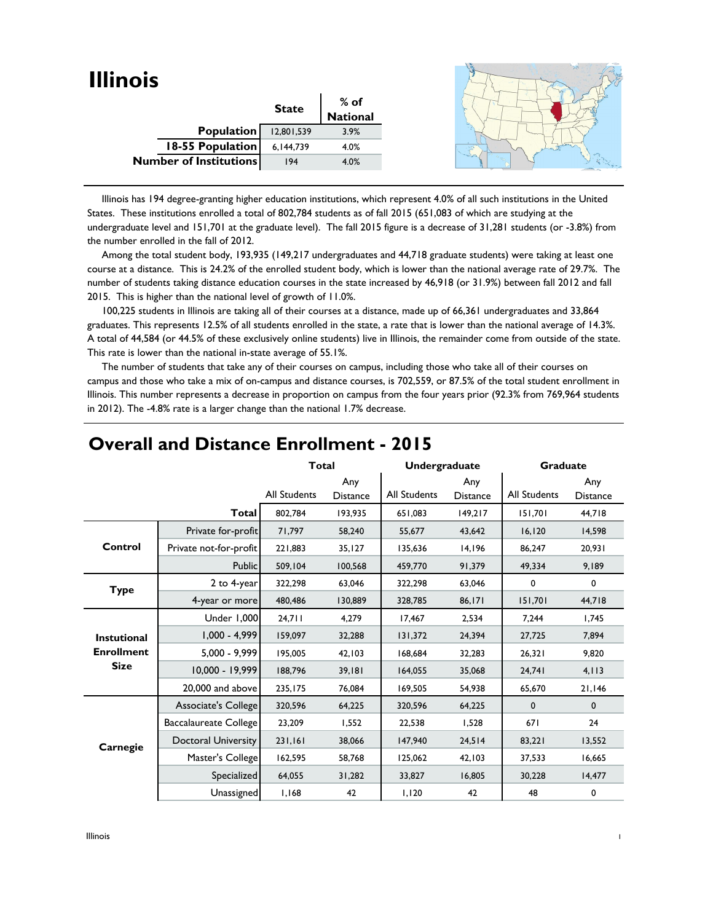# Illinois

| | State | % of National |
|---|---|---|
| **Population** | 12,801,539 | 3.9% |
| **18-55 Population** | 6,144,739 | 4.0% |
| **Number of Institutions** | 194 | 4.0% |

Illinois has 194 degree-granting higher education institutions, which represent 4.0% of all such institutions in the United States. These institutions enrolled a total of 802,784 students as of fall 2015 (651,083 of which are studying at the undergraduate level and 151,701 at the graduate level). The fall 2015 figure is a decrease of 31,281 students (or -3.8%) from the number enrolled in the fall of 2012.

Among the total student body, 193,935 (149,217 undergraduates and 44,718 graduate students) were taking at least one course at a distance. This is 24.2% of the enrolled student body, which is lower than the national average rate of 29.7%. The number of students taking distance education courses in the state increased by 46,918 (or 31.9%) between fall 2012 and fall 2015. This is higher than the national level of growth of 11.0%.

100,225 students in Illinois are taking all of their courses at a distance, made up of 66,361 undergraduates and 33,864 graduates. This represents 12.5% of all students enrolled in the state, a rate that is lower than the national average of 14.3%. A total of 44,584 (or 44.5% of these exclusively online students) live in Illinois, the remainder come from outside of the state. This rate is lower than the national in-state average of 55.1%.

The number of students that take any of their courses on campus, including those who take all of their courses on campus and those who take a mix of on-campus and distance courses, is 702,559, or 87.5% of the total student enrollment in Illinois. This number represents a decrease in proportion on campus from the four years prior (92.3% from 769,964 students in 2012). The -4.8% rate is a larger change than the national 1.7% decrease.

## Overall and Distance Enrollment - 2015

| | | Total | | Undergraduate | | Graduate | |
|---|---|---|---|---|---|---|---|
| | | All Students | Any Distance | All Students | Any Distance | All Students | Any Distance |
| | **Total** | 802,784 | 193,935 | 651,083 | 149,217 | 151,701 | 44,718 |
| **Control** | Private for-profit | 71,797 | 58,240 | 55,677 | 43,642 | 16,120 | 14,598 |
| | Private not-for-profit | 221,883 | 35,127 | 135,636 | 14,196 | 86,247 | 20,931 |
| | Public | 509,104 | 100,568 | 459,770 | 91,379 | 49,334 | 9,189 |
| **Type** | 2 to 4-year | 322,298 | 63,046 | 322,298 | 63,046 | 0 | 0 |
| | 4-year or more | 480,486 | 130,889 | 328,785 | 86,171 | 151,701 | 44,718 |
| **Instutional Enrollment Size** | Under 1,000 | 24,711 | 4,279 | 17,467 | 2,534 | 7,244 | 1,745 |
| | 1,000 - 4,999 | 159,097 | 32,288 | 131,372 | 24,394 | 27,725 | 7,894 |
| | 5,000 - 9,999 | 195,005 | 42,103 | 168,684 | 32,283 | 26,321 | 9,820 |
| | 10,000 - 19,999 | 188,796 | 39,181 | 164,055 | 35,068 | 24,741 | 4,113 |
| | 20,000 and above | 235,175 | 76,084 | 169,505 | 54,938 | 65,670 | 21,146 |
| **Carnegie** | Associate's College | 320,596 | 64,225 | 320,596 | 64,225 | 0 | 0 |
| | Baccalaureate College | 23,209 | 1,552 | 22,538 | 1,528 | 671 | 24 |
| | Doctoral University | 231,161 | 38,066 | 147,940 | 24,514 | 83,221 | 13,552 |
| | Master's College | 162,595 | 58,768 | 125,062 | 42,103 | 37,533 | 16,665 |
| | Specialized | 64,055 | 31,282 | 33,827 | 16,805 | 30,228 | 14,477 |
| | Unassigned | 1,168 | 42 | 1,120 | 42 | 48 | 0 |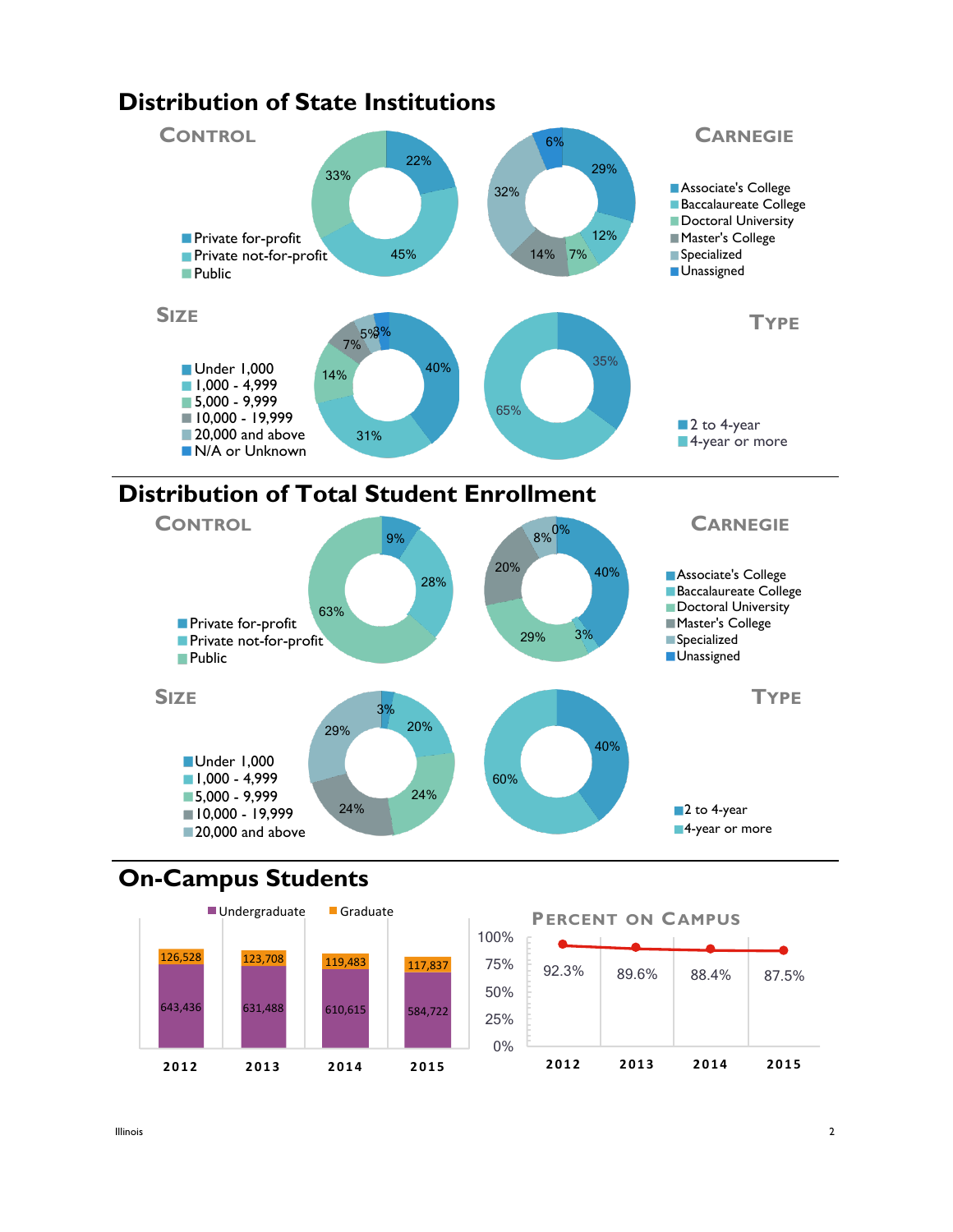## Distribution of State Institutions

### Control

| Control | Percent |
|---|---|
| Private for-profit | 22% |
| Private not-for-profit | 45% |
| Public | 33% |

### Carnegie

| Carnegie | Percent |
|---|---|
| Associate's College | 29% |
| Baccalaureate College | 12% |
| Doctoral University | 7% |
| Master's College | 14% |
| Specialized | 32% |
| Unassigned | 6% |

### Size

| Size | Percent |
|---|---|
| Under 1,000 | 40% |
| 1,000 - 4,999 | 31% |
| 5,000 - 9,999 | 14% |
| 10,000 - 19,999 | 7% |
| 20,000 and above | 5% |
| N/A or Unknown | 3% |

### Type

| Type | Percent |
|---|---|
| 2 to 4-year | 35% |
| 4-year or more | 65% |

## Distribution of Total Student Enrollment

### Control

| Control | Percent |
|---|---|
| Private for-profit | 9% |
| Private not-for-profit | 28% |
| Public | 63% |

### Carnegie

| Carnegie | Percent |
|---|---|
| Associate's College | 40% |
| Baccalaureate College | 3% |
| Doctoral University | 29% |
| Master's College | 20% |
| Specialized | 8% |
| Unassigned | 0% |

### Size

| Size | Percent |
|---|---|
| Under 1,000 | 3% |
| 1,000 - 4,999 | 20% |
| 5,000 - 9,999 | 24% |
| 10,000 - 19,999 | 24% |
| 20,000 and above | 29% |

### Type

| Type | Percent |
|---|---|
| 2 to 4-year | 40% |
| 4-year or more | 60% |

## On-Campus Students

| Year | Undergraduate | Graduate |
|---|---|---|
| 2012 | 643,436 | 126,528 |
| 2013 | 631,488 | 123,708 |
| 2014 | 610,615 | 119,483 |
| 2015 | 584,722 | 117,837 |

### Percent on Campus

| Year | Percent |
|---|---|
| 2012 | 92.3% |
| 2013 | 89.6% |
| 2014 | 88.4% |
| 2015 | 87.5% |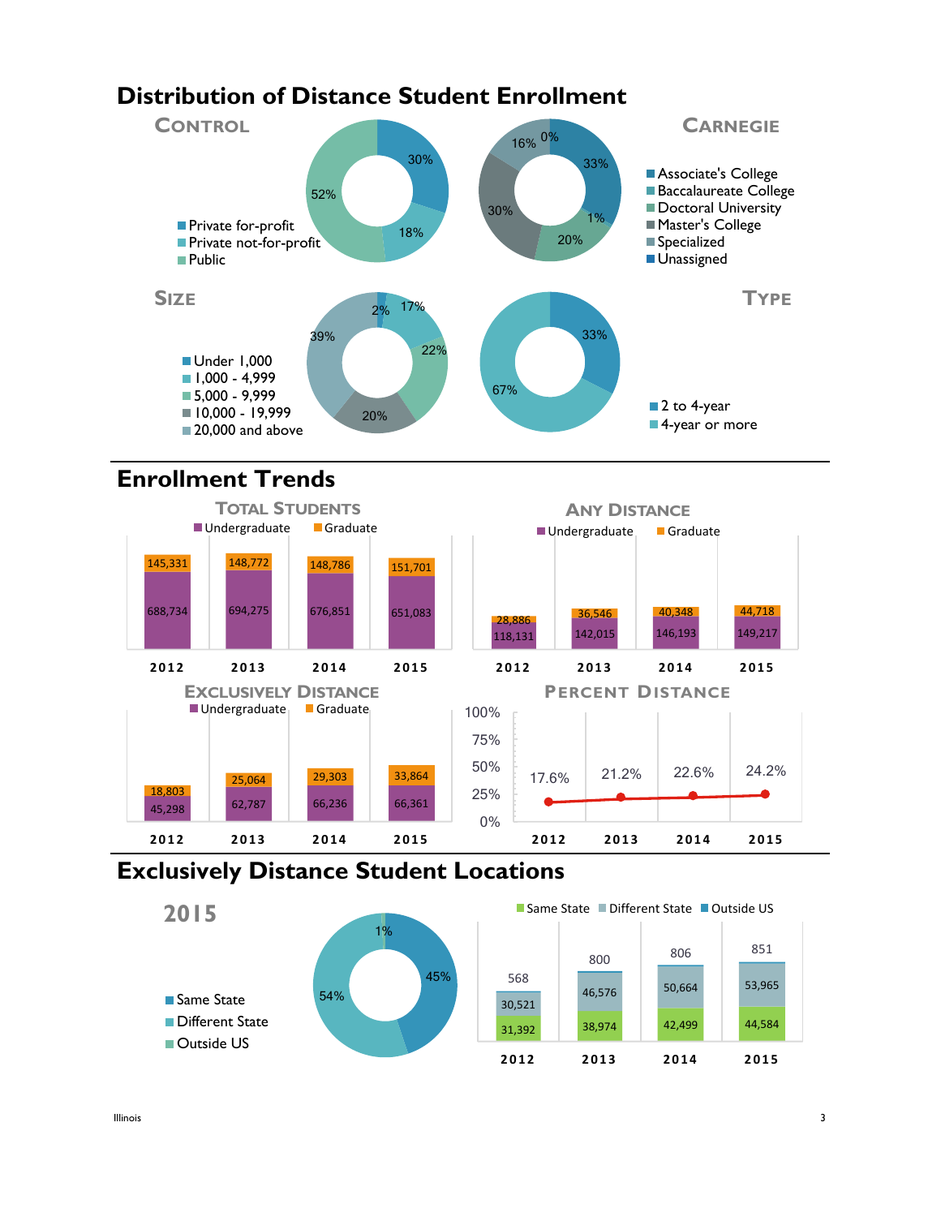# Distribution of Distance Student Enrollment

## Control

| Category | Percent |
| --- | --- |
| Private for-profit | 30% |
| Private not-for-profit | 18% |
| Public | 52% |

## Carnegie

| Category | Percent |
| --- | --- |
| Associate's College | 33% |
| Baccalaureate College | 1% |
| Doctoral University | 20% |
| Master's College | 30% |
| Specialized | 16% |
| Unassigned | 0% |

## Size

| Category | Percent |
| --- | --- |
| Under 1,000 | 2% |
| 1,000 - 4,999 | 17% |
| 5,000 - 9,999 | 22% |
| 10,000 - 19,999 | 20% |
| 20,000 and above | 39% |

## Type

| Category | Percent |
| --- | --- |
| 2 to 4-year | 33% |
| 4-year or more | 67% |

# Enrollment Trends

## Total Students

| Year | Undergraduate | Graduate |
| --- | --- | --- |
| 2012 | 688,734 | 145,331 |
| 2013 | 694,275 | 148,772 |
| 2014 | 676,851 | 148,786 |
| 2015 | 651,083 | 151,701 |

## Any Distance

| Year | Undergraduate | Graduate |
| --- | --- | --- |
| 2012 | 118,131 | 28,886 |
| 2013 | 142,015 | 36,546 |
| 2014 | 146,193 | 40,348 |
| 2015 | 149,217 | 44,718 |

## Exclusively Distance

| Year | Undergraduate | Graduate |
| --- | --- | --- |
| 2012 | 45,298 | 18,803 |
| 2013 | 62,787 | 25,064 |
| 2014 | 66,236 | 29,303 |
| 2015 | 66,361 | 33,864 |

## Percent Distance

| Year | Percent |
| --- | --- |
| 2012 | 17.6% |
| 2013 | 21.2% |
| 2014 | 22.6% |
| 2015 | 24.2% |

# Exclusively Distance Student Locations

## 2015

| Location | Percent |
| --- | --- |
| Same State | 45% |
| Different State | 54% |
| Outside US | 1% |

| Year | Same State | Different State | Outside US |
| --- | --- | --- | --- |
| 2012 | 31,392 | 30,521 | 568 |
| 2013 | 38,974 | 46,576 | 800 |
| 2014 | 42,499 | 50,664 | 806 |
| 2015 | 44,584 | 53,965 | 851 |

Illinois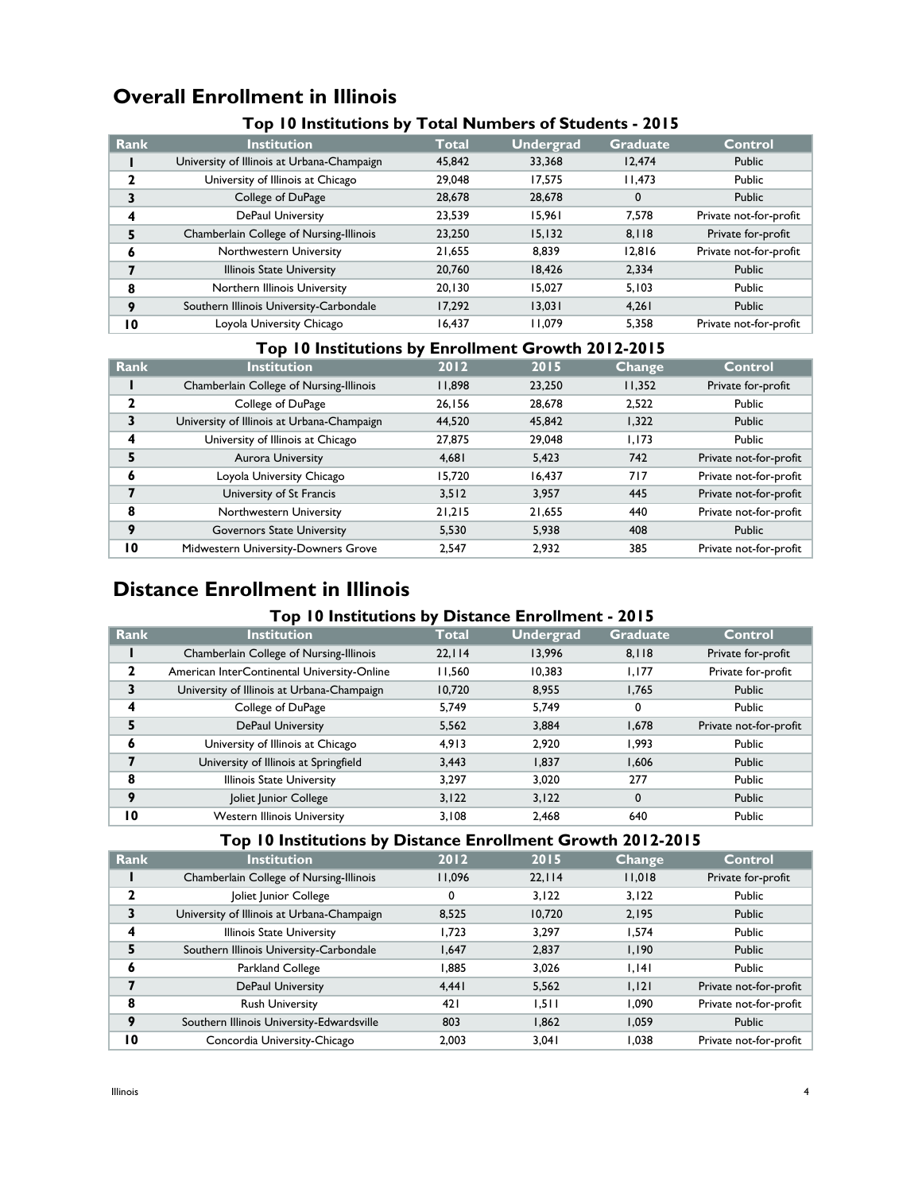## Overall Enrollment in Illinois

### Top 10 Institutions by Total Numbers of Students - 2015

| Rank | Institution | Total | Undergrad | Graduate | Control |
|---|---|---|---|---|---|
| 1 | University of Illinois at Urbana-Champaign | 45,842 | 33,368 | 12,474 | Public |
| 2 | University of Illinois at Chicago | 29,048 | 17,575 | 11,473 | Public |
| 3 | College of DuPage | 28,678 | 28,678 | 0 | Public |
| 4 | DePaul University | 23,539 | 15,961 | 7,578 | Private not-for-profit |
| 5 | Chamberlain College of Nursing-Illinois | 23,250 | 15,132 | 8,118 | Private for-profit |
| 6 | Northwestern University | 21,655 | 8,839 | 12,816 | Private not-for-profit |
| 7 | Illinois State University | 20,760 | 18,426 | 2,334 | Public |
| 8 | Northern Illinois University | 20,130 | 15,027 | 5,103 | Public |
| 9 | Southern Illinois University-Carbondale | 17,292 | 13,031 | 4,261 | Public |
| 10 | Loyola University Chicago | 16,437 | 11,079 | 5,358 | Private not-for-profit |

### Top 10 Institutions by Enrollment Growth 2012-2015

| Rank | Institution | 2012 | 2015 | Change | Control |
|---|---|---|---|---|---|
| 1 | Chamberlain College of Nursing-Illinois | 11,898 | 23,250 | 11,352 | Private for-profit |
| 2 | College of DuPage | 26,156 | 28,678 | 2,522 | Public |
| 3 | University of Illinois at Urbana-Champaign | 44,520 | 45,842 | 1,322 | Public |
| 4 | University of Illinois at Chicago | 27,875 | 29,048 | 1,173 | Public |
| 5 | Aurora University | 4,681 | 5,423 | 742 | Private not-for-profit |
| 6 | Loyola University Chicago | 15,720 | 16,437 | 717 | Private not-for-profit |
| 7 | University of St Francis | 3,512 | 3,957 | 445 | Private not-for-profit |
| 8 | Northwestern University | 21,215 | 21,655 | 440 | Private not-for-profit |
| 9 | Governors State University | 5,530 | 5,938 | 408 | Public |
| 10 | Midwestern University-Downers Grove | 2,547 | 2,932 | 385 | Private not-for-profit |

## Distance Enrollment in Illinois

### Top 10 Institutions by Distance Enrollment - 2015

| Rank | Institution | Total | Undergrad | Graduate | Control |
|---|---|---|---|---|---|
| 1 | Chamberlain College of Nursing-Illinois | 22,114 | 13,996 | 8,118 | Private for-profit |
| 2 | American InterContinental University-Online | 11,560 | 10,383 | 1,177 | Private for-profit |
| 3 | University of Illinois at Urbana-Champaign | 10,720 | 8,955 | 1,765 | Public |
| 4 | College of DuPage | 5,749 | 5,749 | 0 | Public |
| 5 | DePaul University | 5,562 | 3,884 | 1,678 | Private not-for-profit |
| 6 | University of Illinois at Chicago | 4,913 | 2,920 | 1,993 | Public |
| 7 | University of Illinois at Springfield | 3,443 | 1,837 | 1,606 | Public |
| 8 | Illinois State University | 3,297 | 3,020 | 277 | Public |
| 9 | Joliet Junior College | 3,122 | 3,122 | 0 | Public |
| 10 | Western Illinois University | 3,108 | 2,468 | 640 | Public |

### Top 10 Institutions by Distance Enrollment Growth 2012-2015

| Rank | Institution | 2012 | 2015 | Change | Control |
|---|---|---|---|---|---|
| 1 | Chamberlain College of Nursing-Illinois | 11,096 | 22,114 | 11,018 | Private for-profit |
| 2 | Joliet Junior College | 0 | 3,122 | 3,122 | Public |
| 3 | University of Illinois at Urbana-Champaign | 8,525 | 10,720 | 2,195 | Public |
| 4 | Illinois State University | 1,723 | 3,297 | 1,574 | Public |
| 5 | Southern Illinois University-Carbondale | 1,647 | 2,837 | 1,190 | Public |
| 6 | Parkland College | 1,885 | 3,026 | 1,141 | Public |
| 7 | DePaul University | 4,441 | 5,562 | 1,121 | Private not-for-profit |
| 8 | Rush University | 421 | 1,511 | 1,090 | Private not-for-profit |
| 9 | Southern Illinois University-Edwardsville | 803 | 1,862 | 1,059 | Public |
| 10 | Concordia University-Chicago | 2,003 | 3,041 | 1,038 | Private not-for-profit |